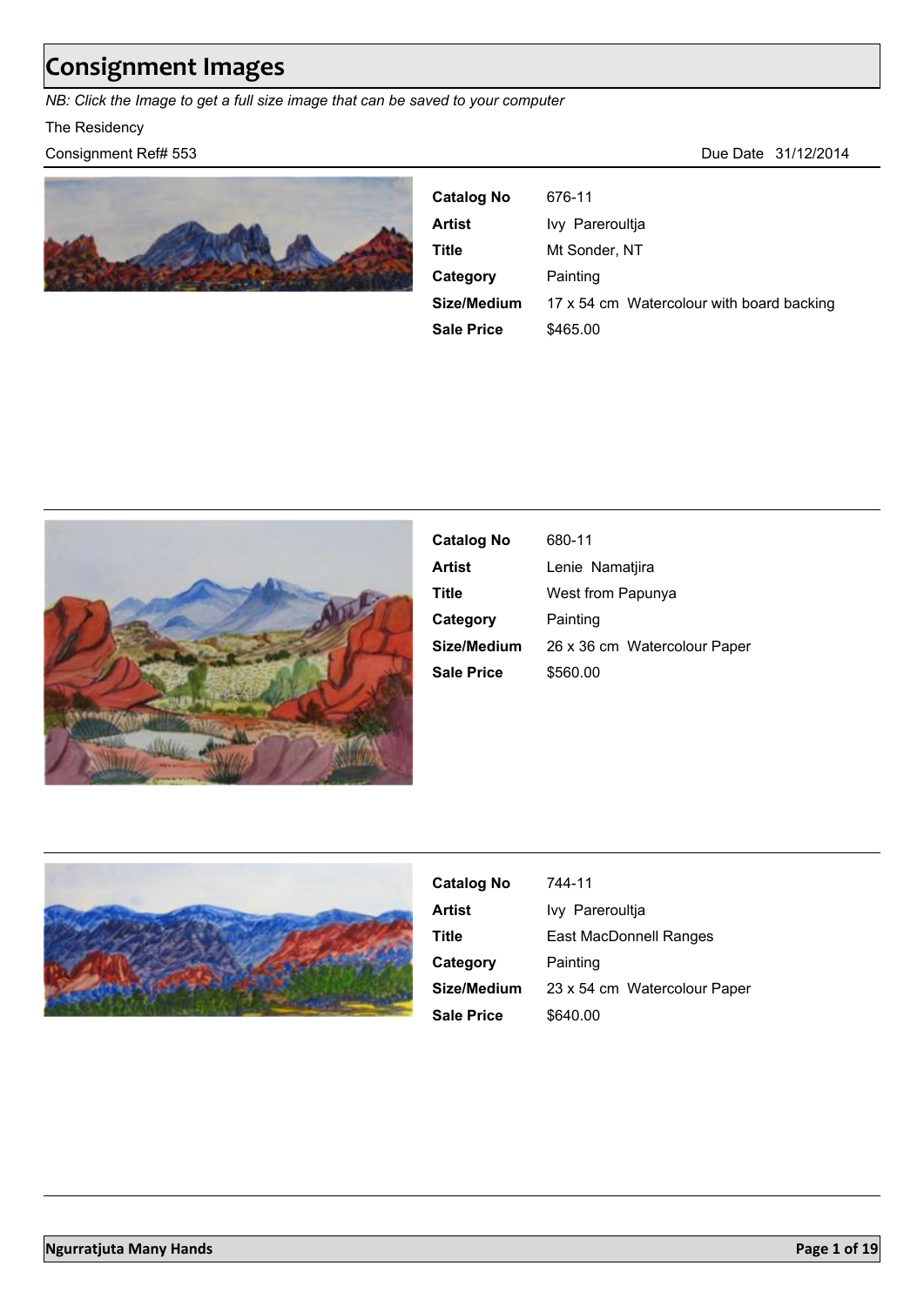# Consignment Images

*NB: Click the Image to get a full size image that can be saved to your computer*

The Residency

Consignment Ref# 553

Due Date 31/12/2014

| | |
|---|---|
| **Catalog No** | 676-11 |
| **Artist** | Ivy Pareroultja |
| **Title** | Mt Sonder, NT |
| **Category** | Painting |
| **Size/Medium** | 17 x 54 cm Watercolour with board backing |
| **Sale Price** | $465.00 |

| | |
|---|---|
| **Catalog No** | 680-11 |
| **Artist** | Lenie Namatjira |
| **Title** | West from Papunya |
| **Category** | Painting |
| **Size/Medium** | 26 x 36 cm Watercolour Paper |
| **Sale Price** | $560.00 |

| | |
|---|---|
| **Catalog No** | 744-11 |
| **Artist** | Ivy Pareroultja |
| **Title** | East MacDonnell Ranges |
| **Category** | Painting |
| **Size/Medium** | 23 x 54 cm Watercolour Paper |
| **Sale Price** | $640.00 |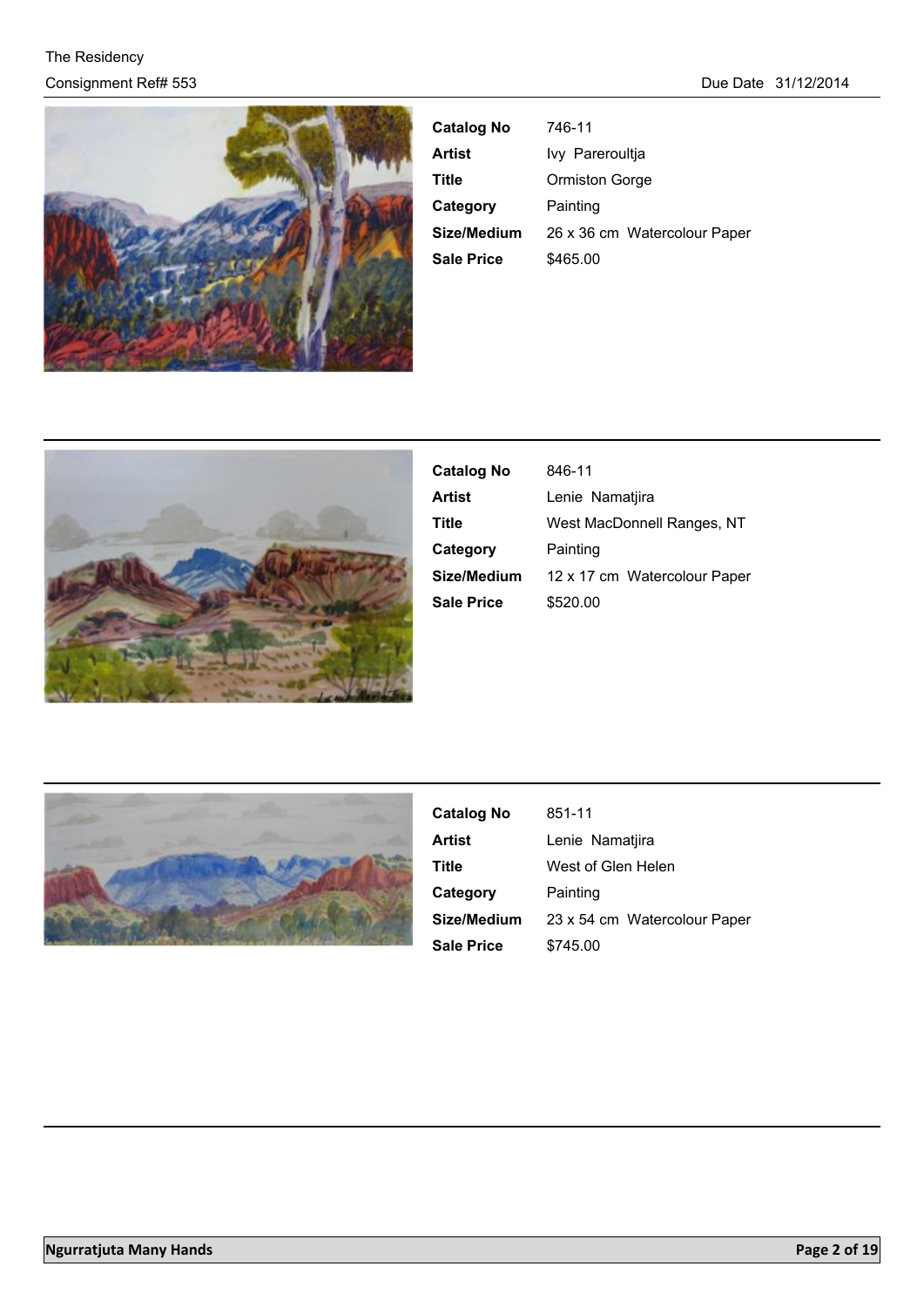| | |
|---|---|
| **Catalog No** | 746-11 |
| **Artist** | Ivy Pareroultja |
| **Title** | Ormiston Gorge |
| **Category** | Painting |
| **Size/Medium** | 26 x 36 cm Watercolour Paper |
| **Sale Price** | $465.00 |

---

| | |
|---|---|
| **Catalog No** | 846-11 |
| **Artist** | Lenie Namatjira |
| **Title** | West MacDonnell Ranges, NT |
| **Category** | Painting |
| **Size/Medium** | 12 x 17 cm Watercolour Paper |
| **Sale Price** | $520.00 |

---

| | |
|---|---|
| **Catalog No** | 851-11 |
| **Artist** | Lenie Namatjira |
| **Title** | West of Glen Helen |
| **Category** | Painting |
| **Size/Medium** | 23 x 54 cm Watercolour Paper |
| **Sale Price** | $745.00 |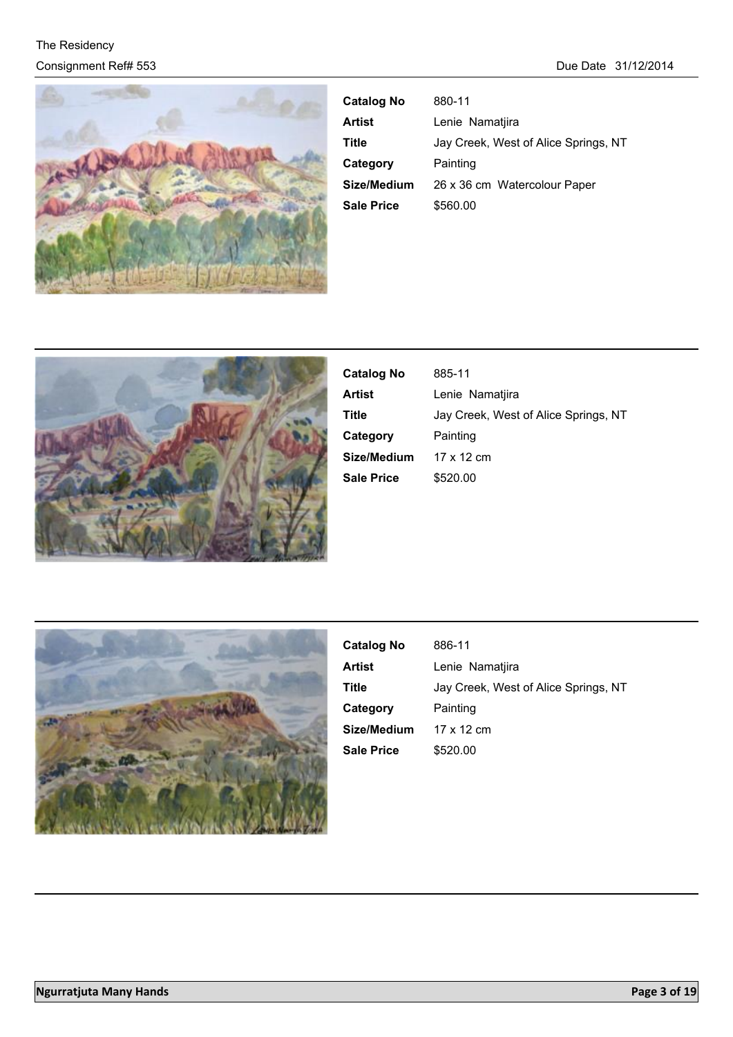| | |
|---|---|
| **Catalog No** | 880-11 |
| **Artist** | Lenie Namatjira |
| **Title** | Jay Creek, West of Alice Springs, NT |
| **Category** | Painting |
| **Size/Medium** | 26 x 36 cm Watercolour Paper |
| **Sale Price** | $560.00 |

---

| | |
|---|---|
| **Catalog No** | 885-11 |
| **Artist** | Lenie Namatjira |
| **Title** | Jay Creek, West of Alice Springs, NT |
| **Category** | Painting |
| **Size/Medium** | 17 x 12 cm |
| **Sale Price** | $520.00 |

---

| | |
|---|---|
| **Catalog No** | 886-11 |
| **Artist** | Lenie Namatjira |
| **Title** | Jay Creek, West of Alice Springs, NT |
| **Category** | Painting |
| **Size/Medium** | 17 x 12 cm |
| **Sale Price** | $520.00 |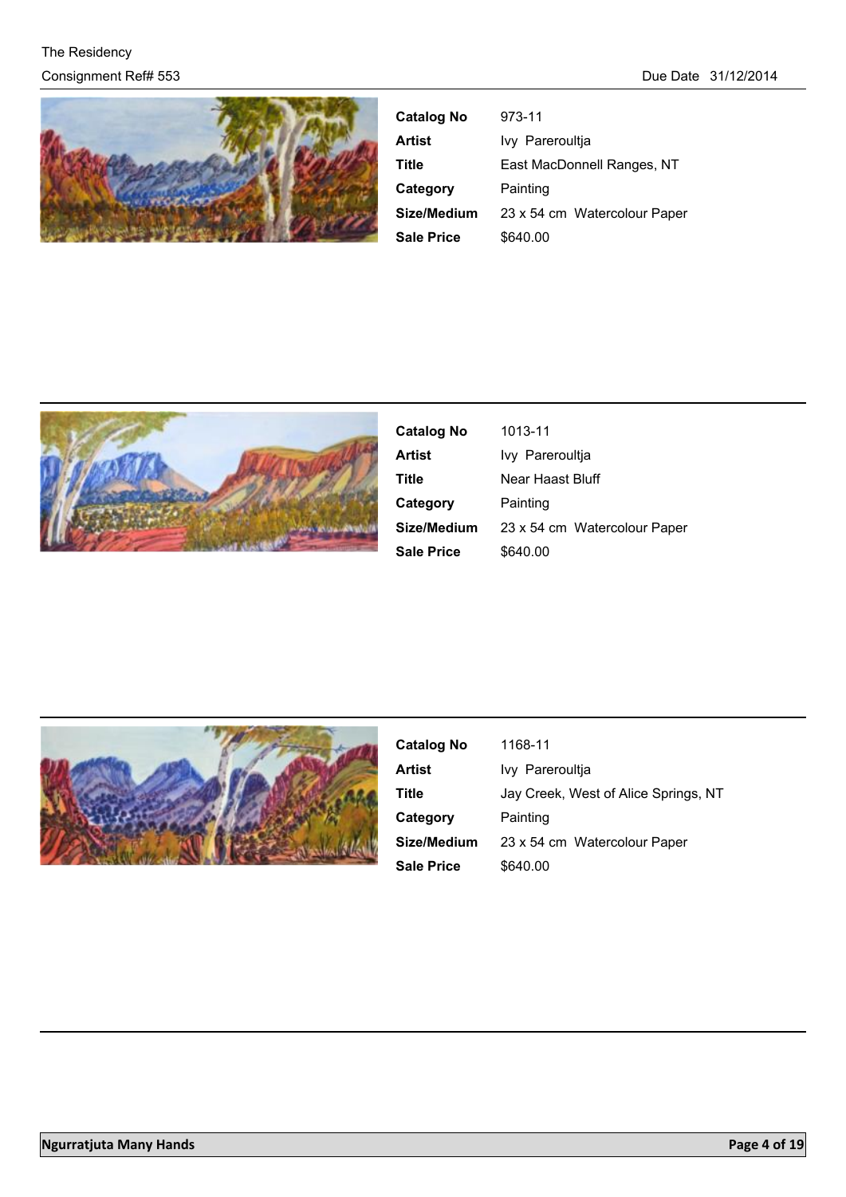| | |
|---|---|
| **Catalog No** | 973-11 |
| **Artist** | Ivy Pareroultja |
| **Title** | East MacDonnell Ranges, NT |
| **Category** | Painting |
| **Size/Medium** | 23 x 54 cm Watercolour Paper |
| **Sale Price** | $640.00 |

| | |
|---|---|
| **Catalog No** | 1013-11 |
| **Artist** | Ivy Pareroultja |
| **Title** | Near Haast Bluff |
| **Category** | Painting |
| **Size/Medium** | 23 x 54 cm Watercolour Paper |
| **Sale Price** | $640.00 |

| | |
|---|---|
| **Catalog No** | 1168-11 |
| **Artist** | Ivy Pareroultja |
| **Title** | Jay Creek, West of Alice Springs, NT |
| **Category** | Painting |
| **Size/Medium** | 23 x 54 cm Watercolour Paper |
| **Sale Price** | $640.00 |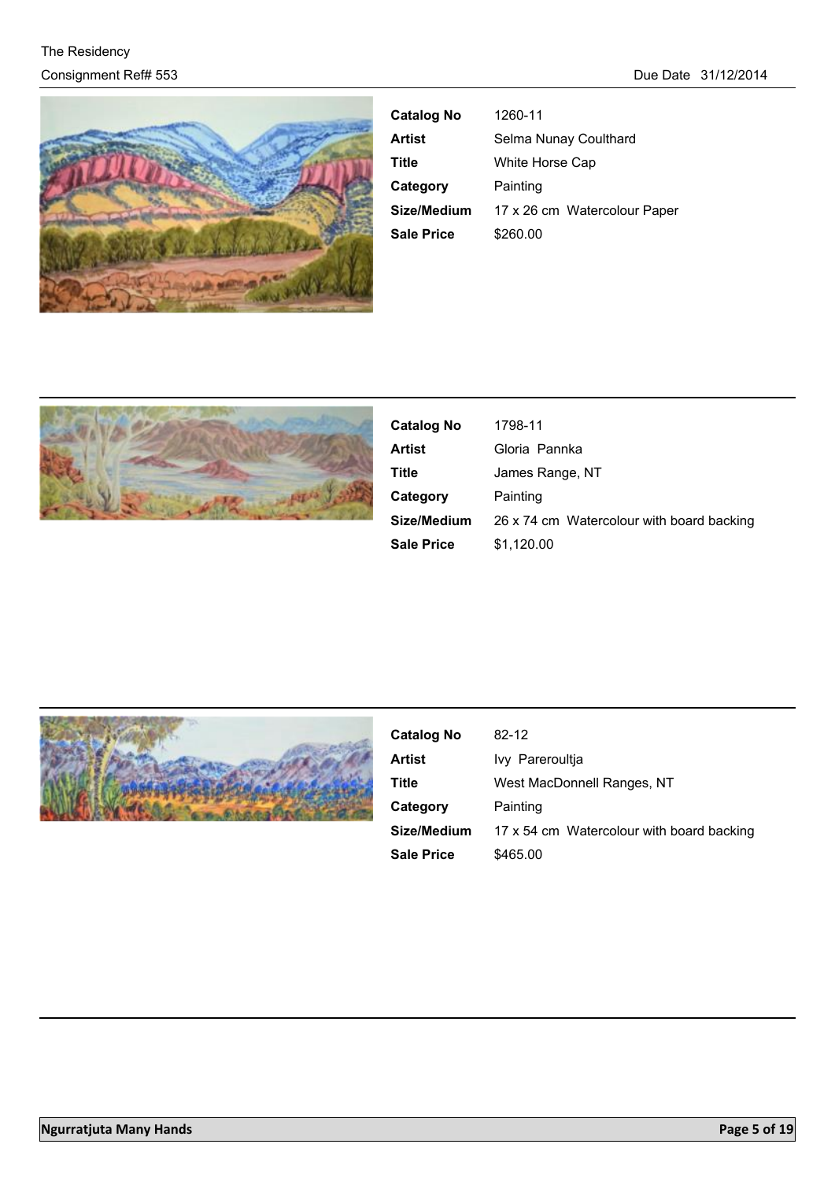The Residency

Consignment Ref# 553

Due Date 31/12/2014

| | |
|---|---|
| **Catalog No** | 1260-11 |
| **Artist** | Selma Nunay Coulthard |
| **Title** | White Horse Cap |
| **Category** | Painting |
| **Size/Medium** | 17 x 26 cm Watercolour Paper |
| **Sale Price** | $260.00 |

| | |
|---|---|
| **Catalog No** | 1798-11 |
| **Artist** | Gloria Pannka |
| **Title** | James Range, NT |
| **Category** | Painting |
| **Size/Medium** | 26 x 74 cm Watercolour with board backing |
| **Sale Price** | $1,120.00 |

| | |
|---|---|
| **Catalog No** | 82-12 |
| **Artist** | Ivy Pareroultja |
| **Title** | West MacDonnell Ranges, NT |
| **Category** | Painting |
| **Size/Medium** | 17 x 54 cm Watercolour with board backing |
| **Sale Price** | $465.00 |

**Ngurratjuta Many Hands**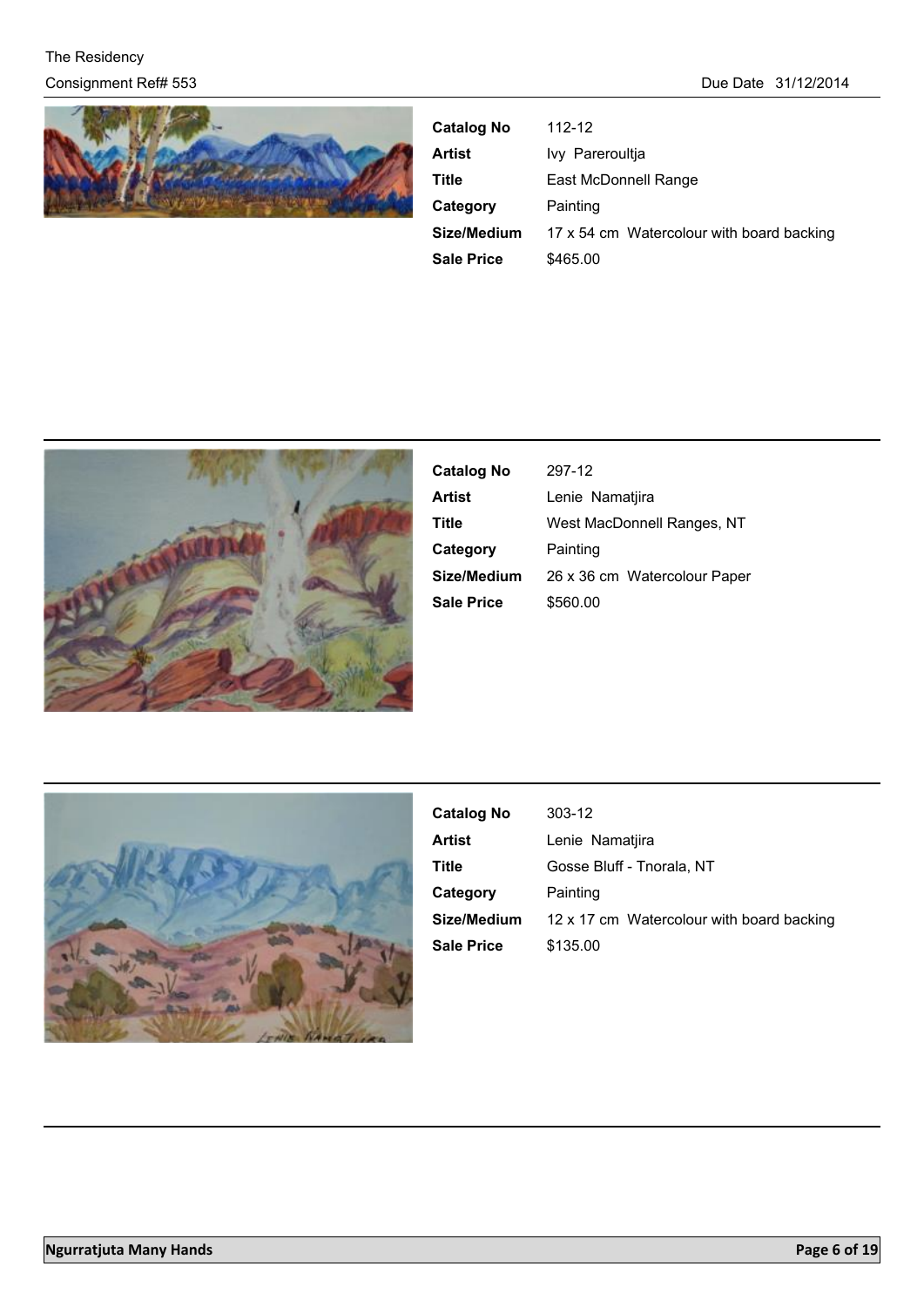The Residency

Consignment Ref# 553

Due Date 31/12/2014

| | |
|---|---|
| **Catalog No** | 112-12 |
| **Artist** | Ivy Pareroultja |
| **Title** | East McDonnell Range |
| **Category** | Painting |
| **Size/Medium** | 17 x 54 cm Watercolour with board backing |
| **Sale Price** | $465.00 |

---

| | |
|---|---|
| **Catalog No** | 297-12 |
| **Artist** | Lenie Namatjira |
| **Title** | West MacDonnell Ranges, NT |
| **Category** | Painting |
| **Size/Medium** | 26 x 36 cm Watercolour Paper |
| **Sale Price** | $560.00 |

---

| | |
|---|---|
| **Catalog No** | 303-12 |
| **Artist** | Lenie Namatjira |
| **Title** | Gosse Bluff - Tnorala, NT |
| **Category** | Painting |
| **Size/Medium** | 12 x 17 cm Watercolour with board backing |
| **Sale Price** | $135.00 |

---

**Ngurratjuta Many Hands**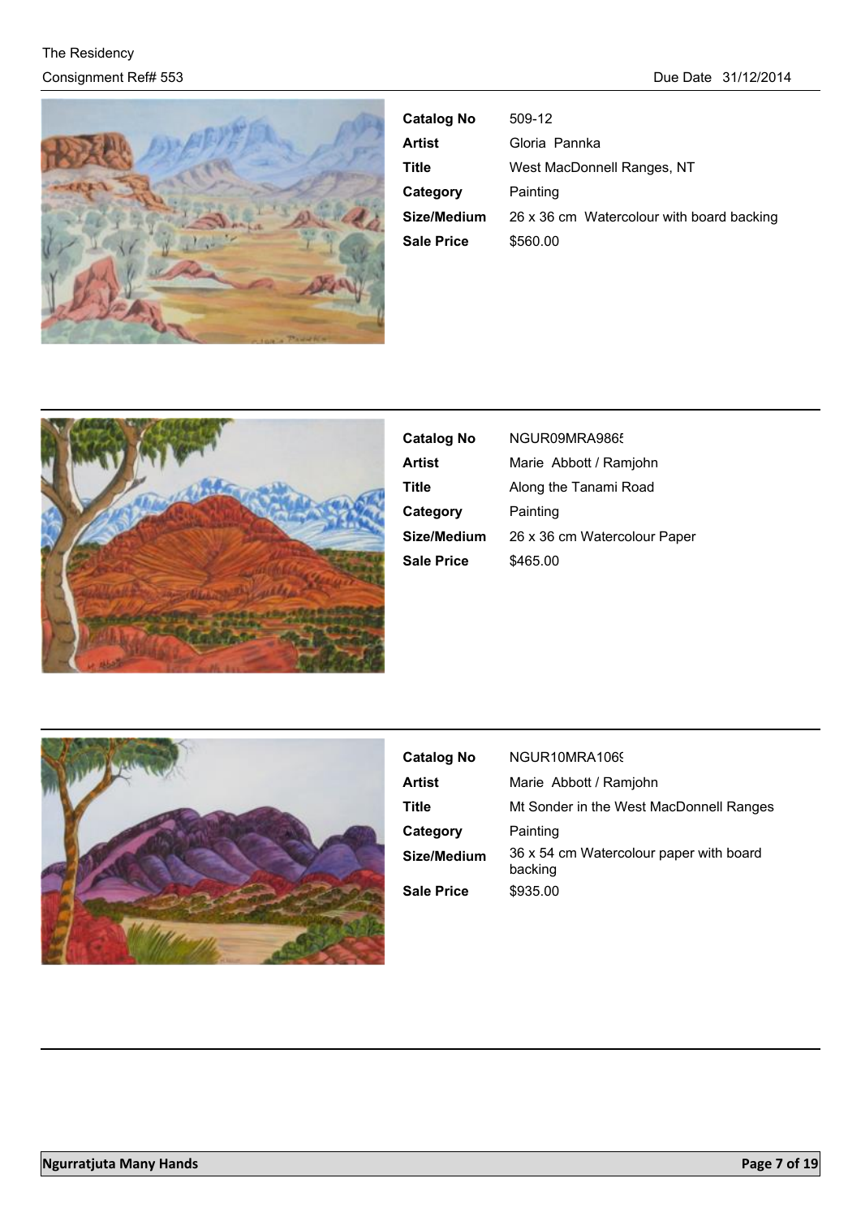| | |
|---|---|
| **Catalog No** | 509-12 |
| **Artist** | Gloria Pannka |
| **Title** | West MacDonnell Ranges, NT |
| **Category** | Painting |
| **Size/Medium** | 26 x 36 cm Watercolour with board backing |
| **Sale Price** | $560.00 |

---

| | |
|---|---|
| **Catalog No** | NGUR09MRA9865 |
| **Artist** | Marie Abbott / Ramjohn |
| **Title** | Along the Tanami Road |
| **Category** | Painting |
| **Size/Medium** | 26 x 36 cm Watercolour Paper |
| **Sale Price** | $465.00 |

---

| | |
|---|---|
| **Catalog No** | NGUR10MRA1069 |
| **Artist** | Marie Abbott / Ramjohn |
| **Title** | Mt Sonder in the West MacDonnell Ranges |
| **Category** | Painting |
| **Size/Medium** | 36 x 54 cm Watercolour paper with board backing |
| **Sale Price** | $935.00 |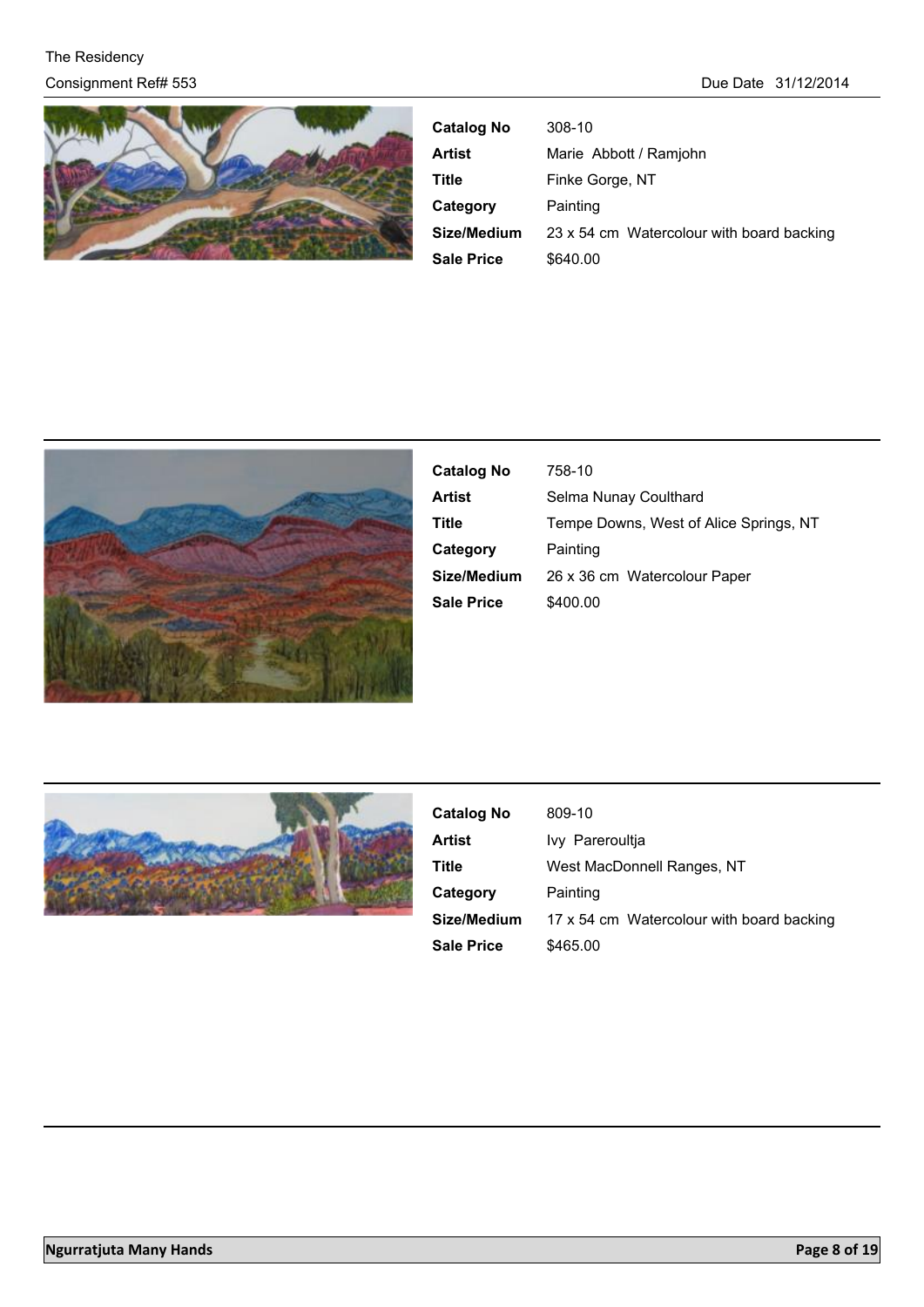| Catalog No | 308-10 |
| --- | --- |
| Artist | Marie Abbott / Ramjohn |
| Title | Finke Gorge, NT |
| Category | Painting |
| Size/Medium | 23 x 54 cm Watercolour with board backing |
| Sale Price | $640.00 |

| Catalog No | 758-10 |
| --- | --- |
| Artist | Selma Nunay Coulthard |
| Title | Tempe Downs, West of Alice Springs, NT |
| Category | Painting |
| Size/Medium | 26 x 36 cm Watercolour Paper |
| Sale Price | $400.00 |

| Catalog No | 809-10 |
| --- | --- |
| Artist | Ivy Pareroultja |
| Title | West MacDonnell Ranges, NT |
| Category | Painting |
| Size/Medium | 17 x 54 cm Watercolour with board backing |
| Sale Price | $465.00 |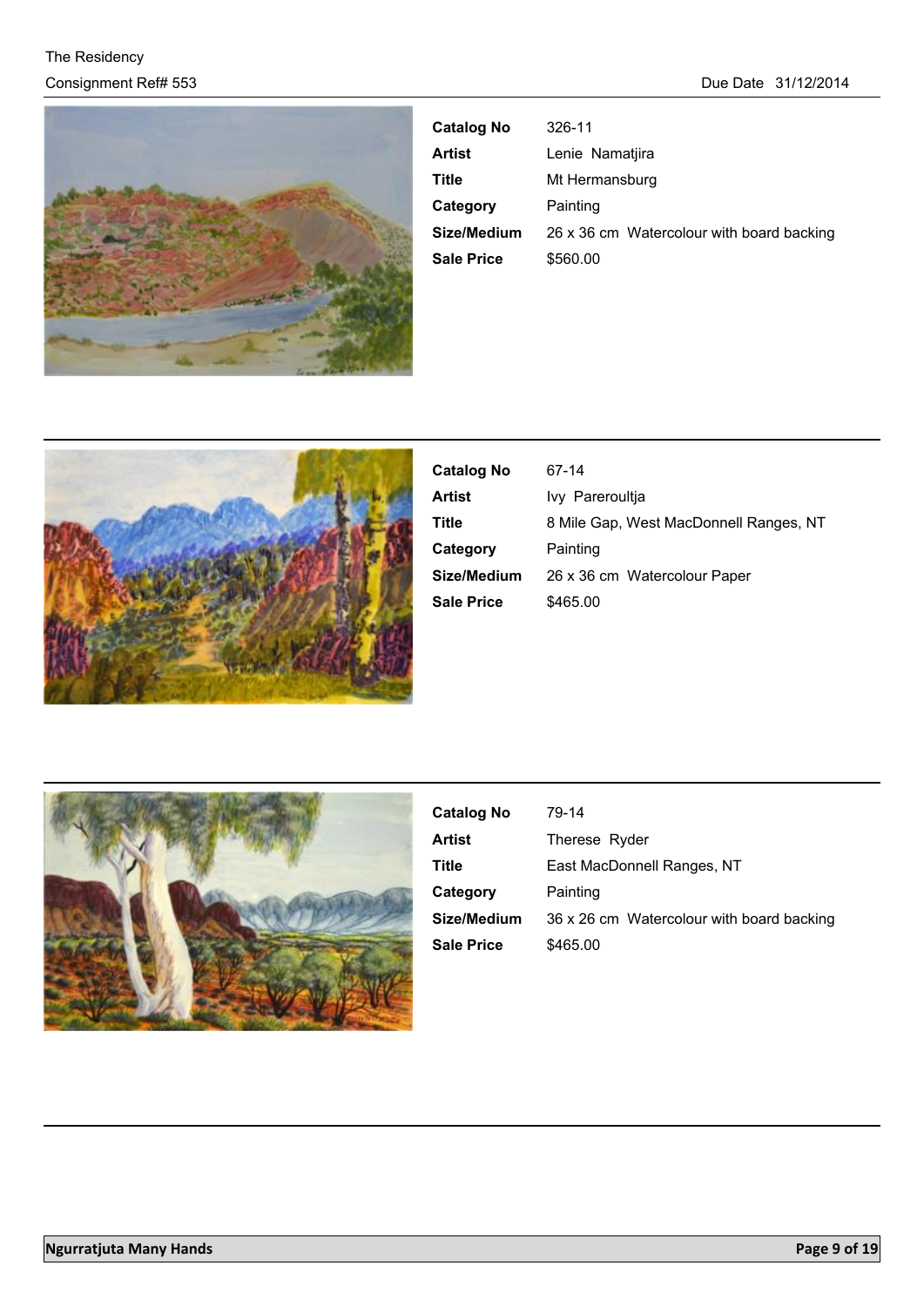| | |
|---|---|
| **Catalog No** | 326-11 |
| **Artist** | Lenie Namatjira |
| **Title** | Mt Hermansburg |
| **Category** | Painting |
| **Size/Medium** | 26 x 36 cm Watercolour with board backing |
| **Sale Price** | $560.00 |

| | |
|---|---|
| **Catalog No** | 67-14 |
| **Artist** | Ivy Pareroultja |
| **Title** | 8 Mile Gap, West MacDonnell Ranges, NT |
| **Category** | Painting |
| **Size/Medium** | 26 x 36 cm Watercolour Paper |
| **Sale Price** | $465.00 |

| | |
|---|---|
| **Catalog No** | 79-14 |
| **Artist** | Therese Ryder |
| **Title** | East MacDonnell Ranges, NT |
| **Category** | Painting |
| **Size/Medium** | 36 x 26 cm Watercolour with board backing |
| **Sale Price** | $465.00 |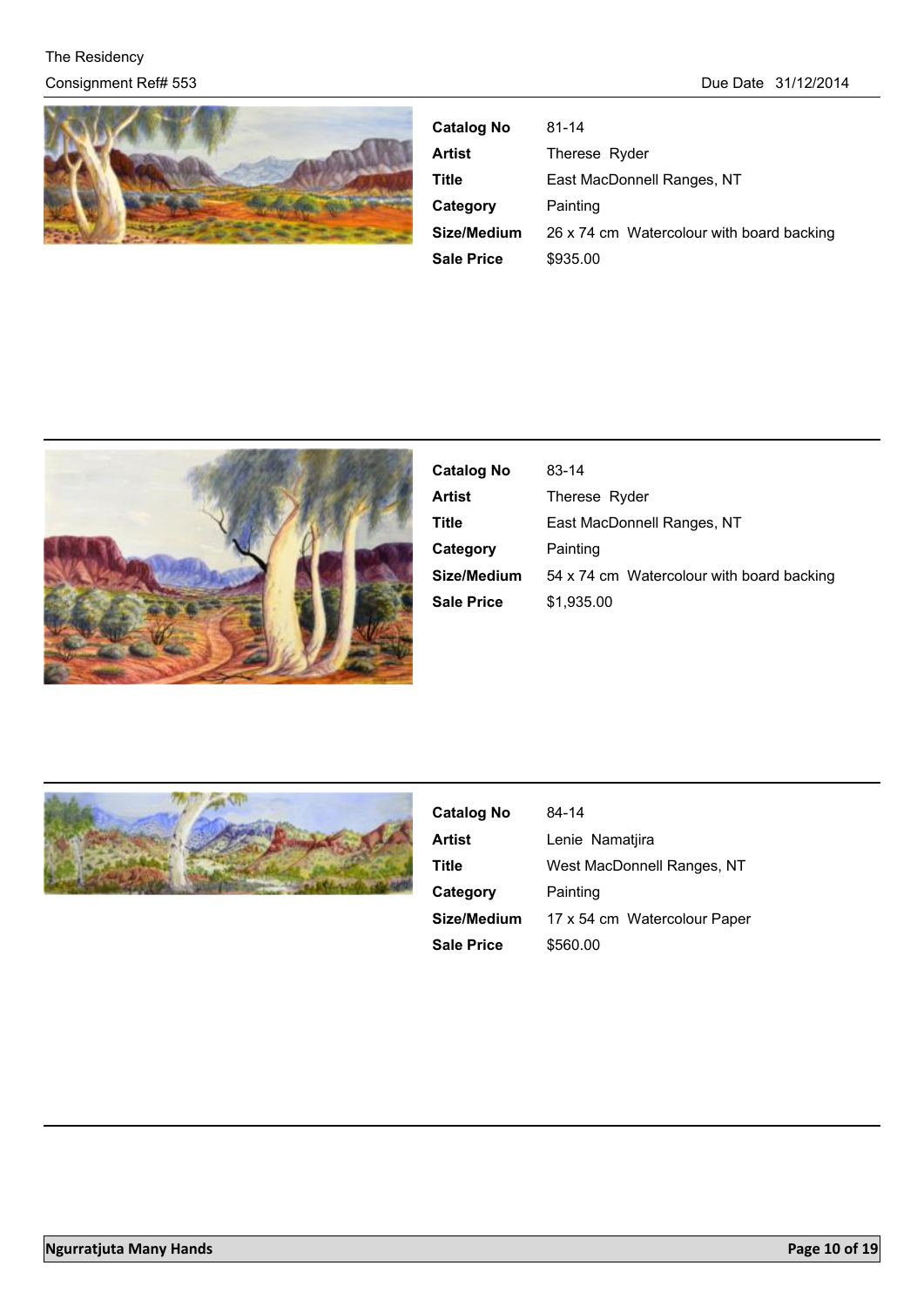| | |
|---|---|
| **Catalog No** | 81-14 |
| **Artist** | Therese Ryder |
| **Title** | East MacDonnell Ranges, NT |
| **Category** | Painting |
| **Size/Medium** | 26 x 74 cm Watercolour with board backing |
| **Sale Price** | $935.00 |

---

| | |
|---|---|
| **Catalog No** | 83-14 |
| **Artist** | Therese Ryder |
| **Title** | East MacDonnell Ranges, NT |
| **Category** | Painting |
| **Size/Medium** | 54 x 74 cm Watercolour with board backing |
| **Sale Price** | $1,935.00 |

---

| | |
|---|---|
| **Catalog No** | 84-14 |
| **Artist** | Lenie Namatjira |
| **Title** | West MacDonnell Ranges, NT |
| **Category** | Painting |
| **Size/Medium** | 17 x 54 cm Watercolour Paper |
| **Sale Price** | $560.00 |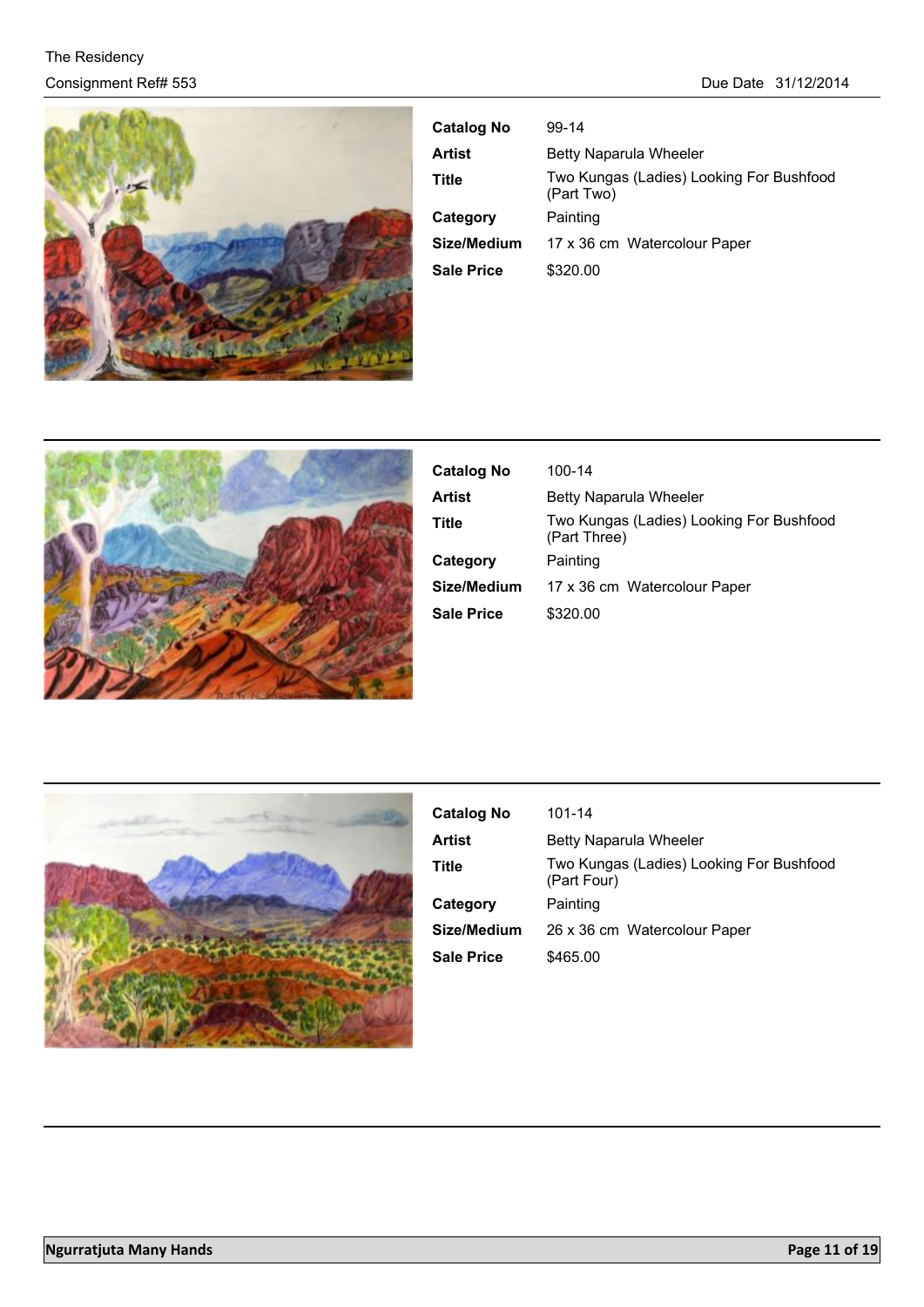| Catalog No | 99-14 |
|---|---|
| Artist | Betty Naparula Wheeler |
| Title | Two Kungas (Ladies) Looking For Bushfood (Part Two) |
| Category | Painting |
| Size/Medium | 17 x 36 cm Watercolour Paper |
| Sale Price | $320.00 |

| Catalog No | 100-14 |
|---|---|
| Artist | Betty Naparula Wheeler |
| Title | Two Kungas (Ladies) Looking For Bushfood (Part Three) |
| Category | Painting |
| Size/Medium | 17 x 36 cm Watercolour Paper |
| Sale Price | $320.00 |

| Catalog No | 101-14 |
|---|---|
| Artist | Betty Naparula Wheeler |
| Title | Two Kungas (Ladies) Looking For Bushfood (Part Four) |
| Category | Painting |
| Size/Medium | 26 x 36 cm Watercolour Paper |
| Sale Price | $465.00 |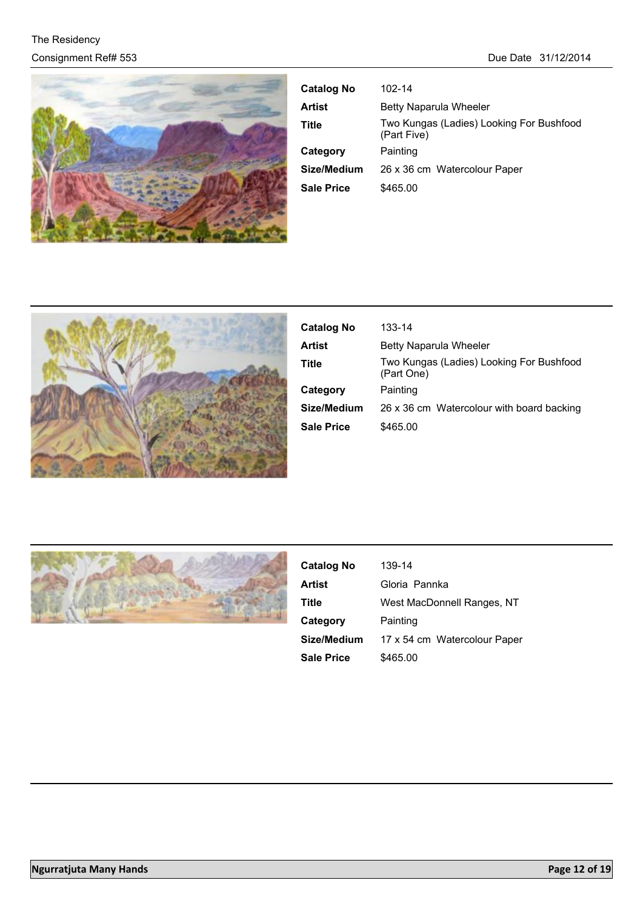| | |
|---|---|
| **Catalog No** | 102-14 |
| **Artist** | Betty Naparula Wheeler |
| **Title** | Two Kungas (Ladies) Looking For Bushfood (Part Five) |
| **Category** | Painting |
| **Size/Medium** | 26 x 36 cm Watercolour Paper |
| **Sale Price** | $465.00 |

| | |
|---|---|
| **Catalog No** | 133-14 |
| **Artist** | Betty Naparula Wheeler |
| **Title** | Two Kungas (Ladies) Looking For Bushfood (Part One) |
| **Category** | Painting |
| **Size/Medium** | 26 x 36 cm Watercolour with board backing |
| **Sale Price** | $465.00 |

| | |
|---|---|
| **Catalog No** | 139-14 |
| **Artist** | Gloria Pannka |
| **Title** | West MacDonnell Ranges, NT |
| **Category** | Painting |
| **Size/Medium** | 17 x 54 cm Watercolour Paper |
| **Sale Price** | $465.00 |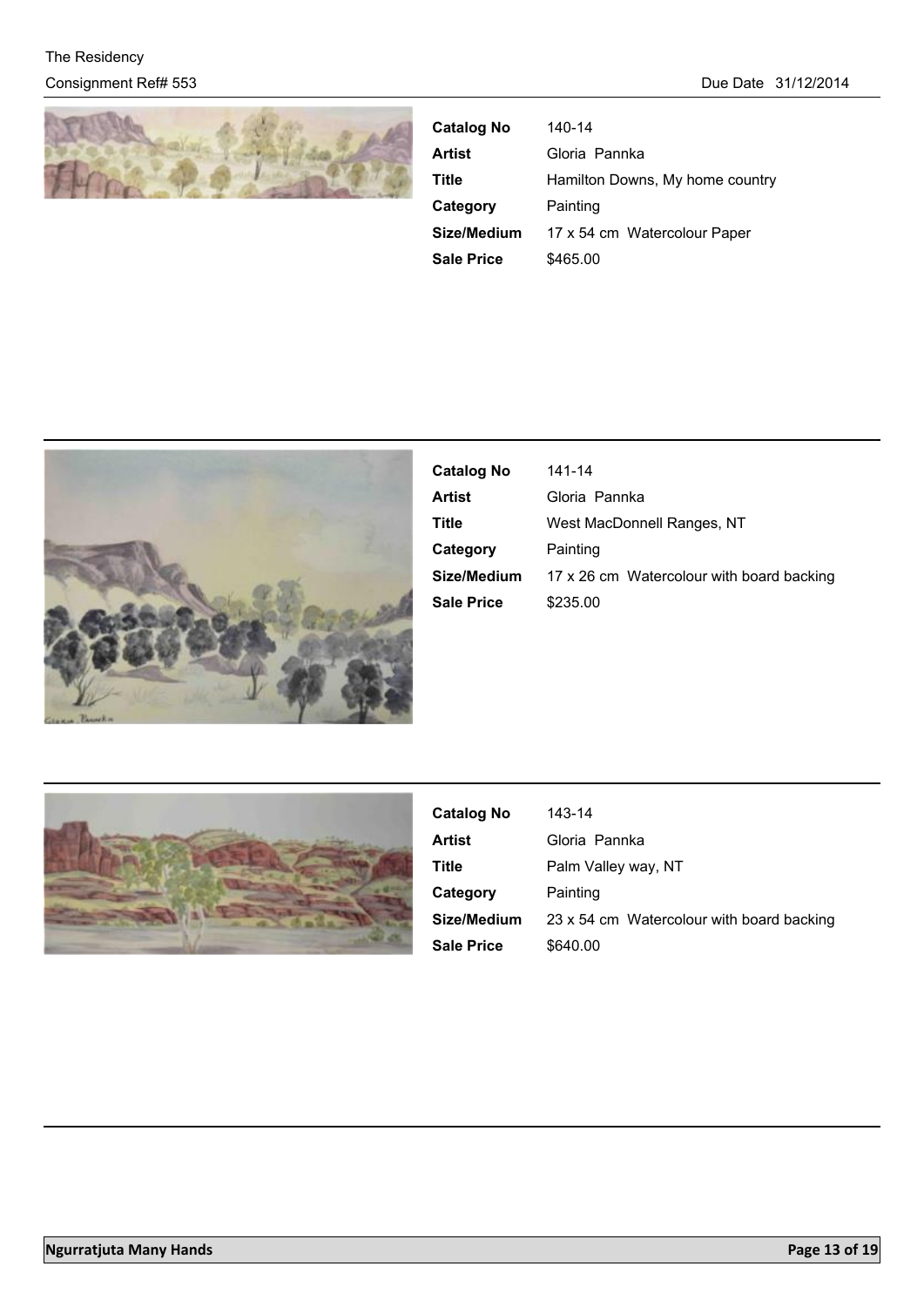| | |
|---|---|
| **Catalog No** | 140-14 |
| **Artist** | Gloria Pannka |
| **Title** | Hamilton Downs, My home country |
| **Category** | Painting |
| **Size/Medium** | 17 x 54 cm Watercolour Paper |
| **Sale Price** | $465.00 |

| | |
|---|---|
| **Catalog No** | 141-14 |
| **Artist** | Gloria Pannka |
| **Title** | West MacDonnell Ranges, NT |
| **Category** | Painting |
| **Size/Medium** | 17 x 26 cm Watercolour with board backing |
| **Sale Price** | $235.00 |

| | |
|---|---|
| **Catalog No** | 143-14 |
| **Artist** | Gloria Pannka |
| **Title** | Palm Valley way, NT |
| **Category** | Painting |
| **Size/Medium** | 23 x 54 cm Watercolour with board backing |
| **Sale Price** | $640.00 |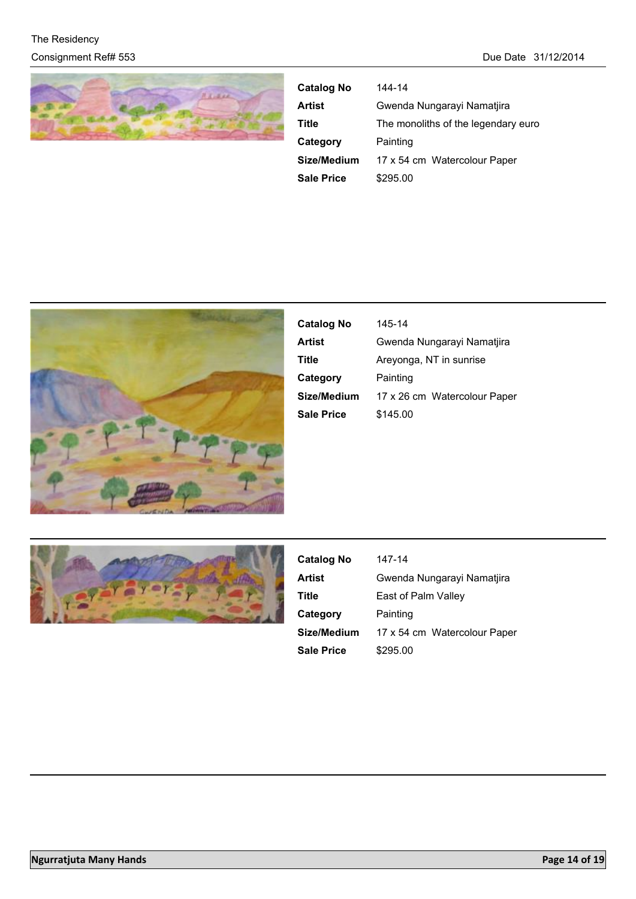The Residency

Consignment Ref# 553

Due Date 31/12/2014

| | |
|---|---|
| **Catalog No** | 144-14 |
| **Artist** | Gwenda Nungarayi Namatjira |
| **Title** | The monoliths of the legendary euro |
| **Category** | Painting |
| **Size/Medium** | 17 x 54 cm Watercolour Paper |
| **Sale Price** | $295.00 |

---

| | |
|---|---|
| **Catalog No** | 145-14 |
| **Artist** | Gwenda Nungarayi Namatjira |
| **Title** | Areyonga, NT in sunrise |
| **Category** | Painting |
| **Size/Medium** | 17 x 26 cm Watercolour Paper |
| **Sale Price** | $145.00 |

---

| | |
|---|---|
| **Catalog No** | 147-14 |
| **Artist** | Gwenda Nungarayi Namatjira |
| **Title** | East of Palm Valley |
| **Category** | Painting |
| **Size/Medium** | 17 x 54 cm Watercolour Paper |
| **Sale Price** | $295.00 |

---

**Ngurratjuta Many Hands**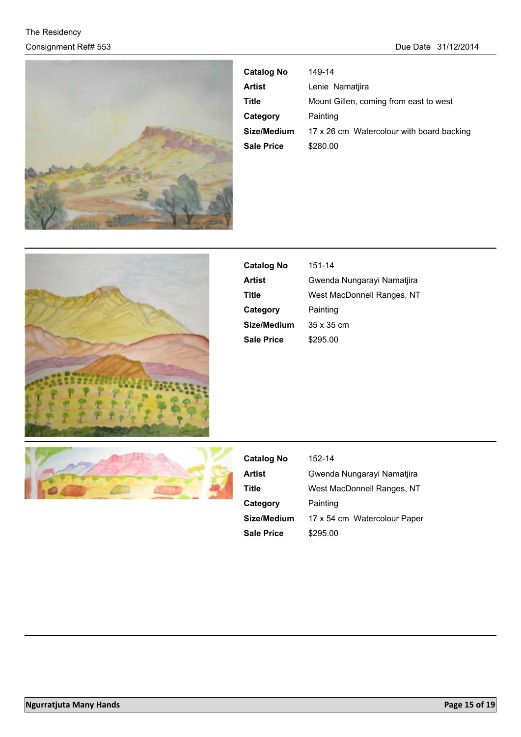| | |
|---|---|
| **Catalog No** | 149-14 |
| **Artist** | Lenie Namatjira |
| **Title** | Mount Gillen, coming from east to west |
| **Category** | Painting |
| **Size/Medium** | 17 x 26 cm Watercolour with board backing |
| **Sale Price** | $280.00 |

| | |
|---|---|
| **Catalog No** | 151-14 |
| **Artist** | Gwenda Nungarayi Namatjira |
| **Title** | West MacDonnell Ranges, NT |
| **Category** | Painting |
| **Size/Medium** | 35 x 35 cm |
| **Sale Price** | $295.00 |

| | |
|---|---|
| **Catalog No** | 152-14 |
| **Artist** | Gwenda Nungarayi Namatjira |
| **Title** | West MacDonnell Ranges, NT |
| **Category** | Painting |
| **Size/Medium** | 17 x 54 cm Watercolour Paper |
| **Sale Price** | $295.00 |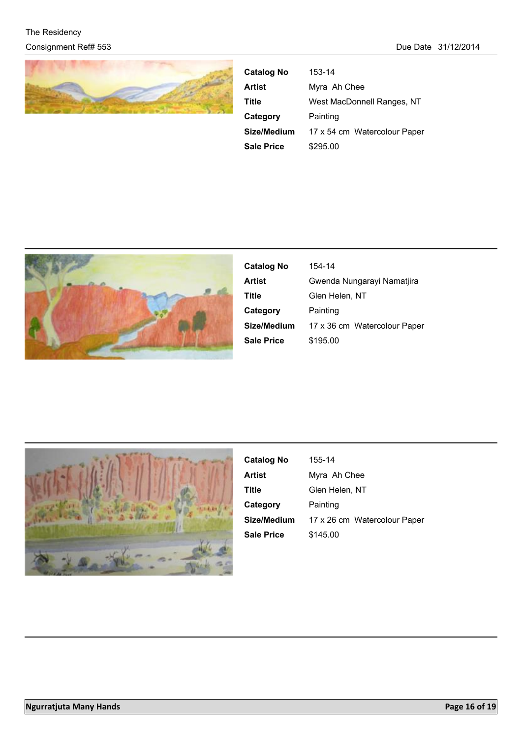The Residency

Consignment Ref# 553

Due Date 31/12/2014

| | |
|---|---|
| **Catalog No** | 153-14 |
| **Artist** | Myra Ah Chee |
| **Title** | West MacDonnell Ranges, NT |
| **Category** | Painting |
| **Size/Medium** | 17 x 54 cm Watercolour Paper |
| **Sale Price** | $295.00 |

| | |
|---|---|
| **Catalog No** | 154-14 |
| **Artist** | Gwenda Nungarayi Namatjira |
| **Title** | Glen Helen, NT |
| **Category** | Painting |
| **Size/Medium** | 17 x 36 cm Watercolour Paper |
| **Sale Price** | $195.00 |

| | |
|---|---|
| **Catalog No** | 155-14 |
| **Artist** | Myra Ah Chee |
| **Title** | Glen Helen, NT |
| **Category** | Painting |
| **Size/Medium** | 17 x 26 cm Watercolour Paper |
| **Sale Price** | $145.00 |

**Ngurratjuta Many Hands**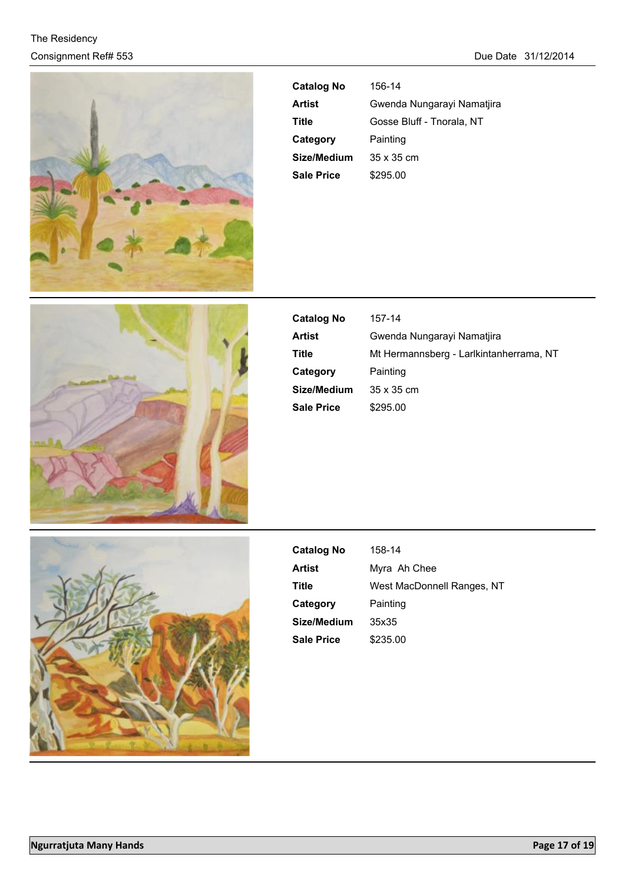| | |
|---|---|
| **Catalog No** | 156-14 |
| **Artist** | Gwenda Nungarayi Namatjira |
| **Title** | Gosse Bluff - Tnorala, NT |
| **Category** | Painting |
| **Size/Medium** | 35 x 35 cm |
| **Sale Price** | $295.00 |

| | |
|---|---|
| **Catalog No** | 157-14 |
| **Artist** | Gwenda Nungarayi Namatjira |
| **Title** | Mt Hermannsberg - Larlkintanherrama, NT |
| **Category** | Painting |
| **Size/Medium** | 35 x 35 cm |
| **Sale Price** | $295.00 |

| | |
|---|---|
| **Catalog No** | 158-14 |
| **Artist** | Myra Ah Chee |
| **Title** | West MacDonnell Ranges, NT |
| **Category** | Painting |
| **Size/Medium** | 35x35 |
| **Sale Price** | $235.00 |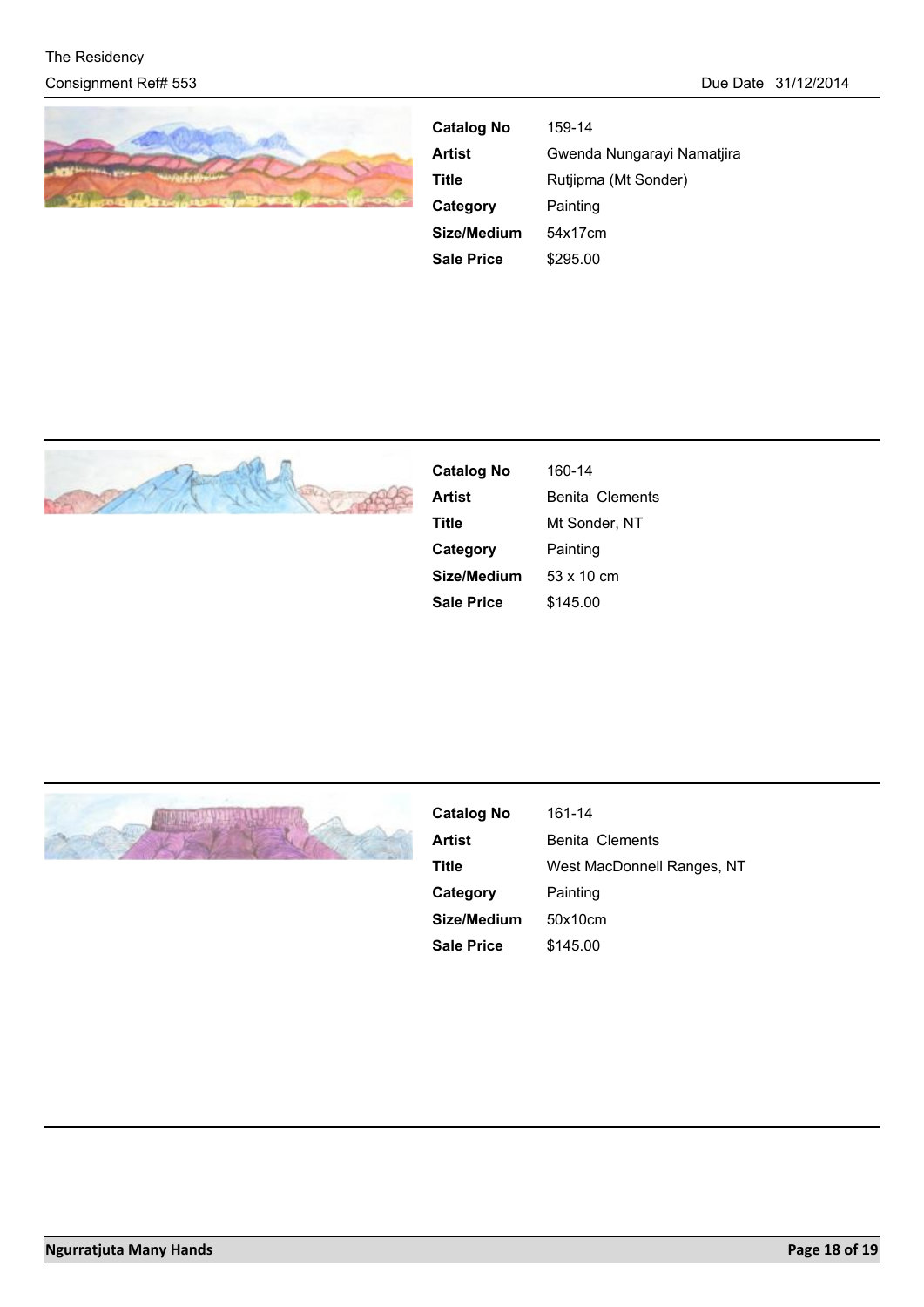| Catalog No | 159-14 |
| --- | --- |
| Artist | Gwenda Nungarayi Namatjira |
| Title | Rutjipma (Mt Sonder) |
| Category | Painting |
| Size/Medium | 54x17cm |
| Sale Price | $295.00 |

| Catalog No | 160-14 |
| --- | --- |
| Artist | Benita Clements |
| Title | Mt Sonder, NT |
| Category | Painting |
| Size/Medium | 53 x 10 cm |
| Sale Price | $145.00 |

| Catalog No | 161-14 |
| --- | --- |
| Artist | Benita Clements |
| Title | West MacDonnell Ranges, NT |
| Category | Painting |
| Size/Medium | 50x10cm |
| Sale Price | $145.00 |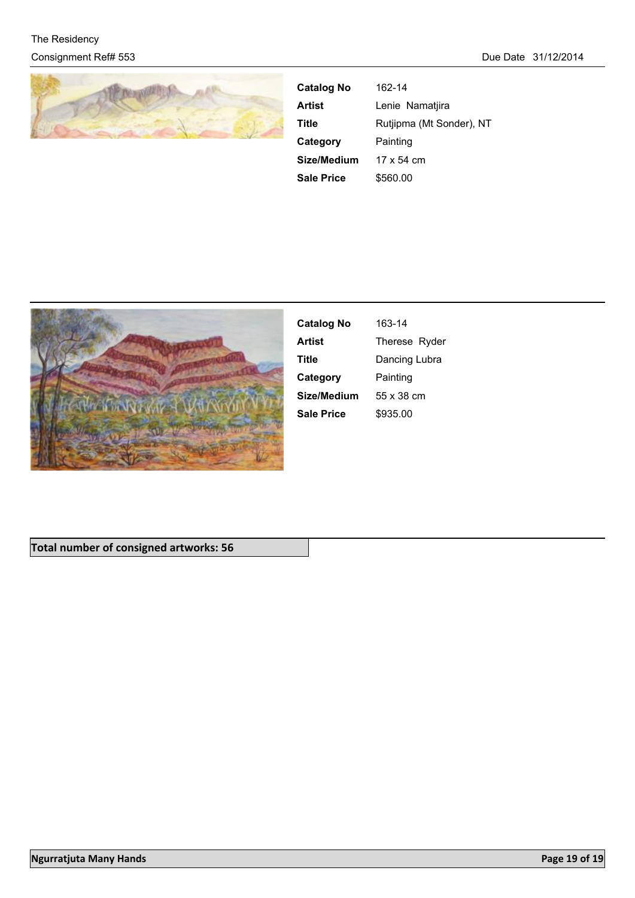| | |
|---|---|
| **Catalog No** | 162-14 |
| **Artist** | Lenie Namatjira |
| **Title** | Rutjipma (Mt Sonder), NT |
| **Category** | Painting |
| **Size/Medium** | 17 x 54 cm |
| **Sale Price** | $560.00 |

| | |
|---|---|
| **Catalog No** | 163-14 |
| **Artist** | Therese Ryder |
| **Title** | Dancing Lubra |
| **Category** | Painting |
| **Size/Medium** | 55 x 38 cm |
| **Sale Price** | $935.00 |

**Total number of consigned artworks: 56**